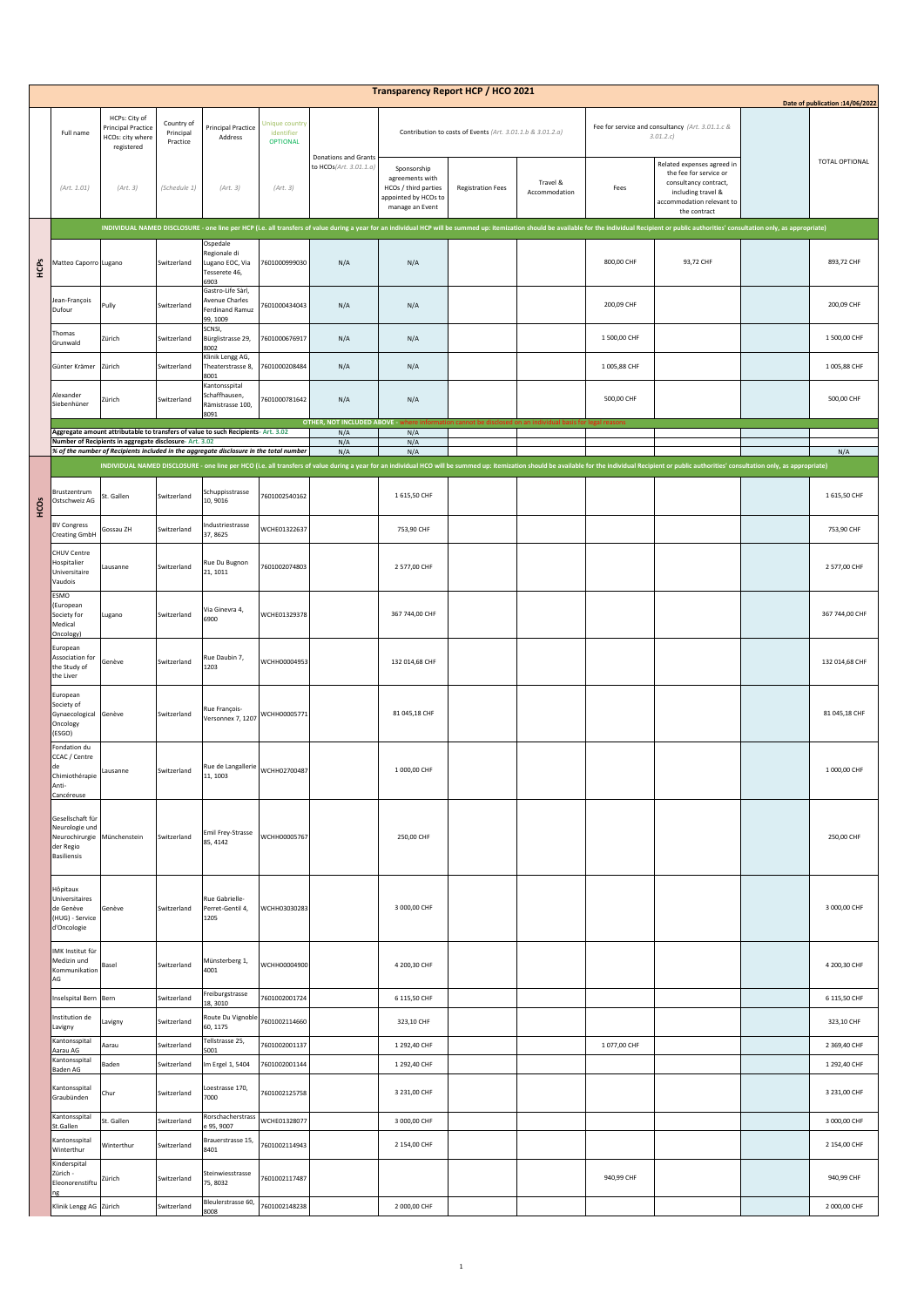# Transparency Report HCP / HCO 2021

Date of publication :14/06/2022

| | Full name | HCPs: City of Principal Practice HCOs: city where registered | Country of Principal Practice | Principal Practice Address | Unique country identifier OPTIONAL | Donations and Grants to HCOs(Art. 3.01.1.a) | Contribution to costs of Events (Art. 3.01.1.b & 3.01.2.a) | | | Fee for service and consultancy (Art. 3.01.1.c & 3.01.2.c) | | | TOTAL OPTIONAL |
|---|---|---|---|---|---|---|---|---|---|---|---|---|---|
| | (Art. 1.01) | (Art. 3) | (Schedule 1) | (Art. 3) | (Art. 3) | | Sponsorship agreements with HCOs / third parties appointed by HCOs to manage an Event | Registration Fees | Travel & Accommodation | Fees | Related expenses agreed in the fee for service or consultancy contract, including travel & accommodation relevant to the contract | | |
| HCPs | INDIVIDUAL NAMED DISCLOSURE - one line per HCP (i.e. all transfers of value during a year for an individual HCP will be summed up: itemization should be available for the individual Recipient or public authorities' consultation only, as appropriate) | | | | | | | | | | | | |
| | Matteo Caporro | Lugano | Switzerland | Ospedale Regionale di Lugano EOC, Via Tesserete 46, 6903 | 7601000999030 | N/A | N/A | | | 800,00 CHF | 93,72 CHF | | 893,72 CHF |
| | Jean-François Dufour | Pully | Switzerland | Gastro-Life Sàrl, Avenue Charles Ferdinand Ramuz 99, 1009 | 7601000434043 | N/A | N/A | | | 200,09 CHF | | | 200,09 CHF |
| | Thomas Grunwald | Zürich | Switzerland | SCNSI, Bürglistrasse 29, 8002 | 7601000676917 | N/A | N/A | | | 1 500,00 CHF | | | 1 500,00 CHF |
| | Günter Krämer | Zürich | Switzerland | Klinik Lengg AG, Theaterstrasse 8, 8001 | 7601000208484 | N/A | N/A | | | 1 005,88 CHF | | | 1 005,88 CHF |
| | Alexander Siebenhüner | Zürich | Switzerland | Kantonsspital Schaffhausen, Rämistrasse 100, 8091 | 7601000781642 | N/A | N/A | | | 500,00 CHF | | | 500,00 CHF |
| | OTHER, NOT INCLUDED ABOVE - where information cannot be disclosed on an individual basis for legal reasons | | | | | | | | | | | | |
| | Aggregate amount attributable to transfers of value to such Recipients - Art. 3.02 | | | | | N/A | N/A | | | | | | |
| | Number of Recipients in aggregate disclosure - Art. 3.02 | | | | | N/A | N/A | | | | | | |
| | % of the number of Recipients included in the aggregate disclosure in the total number | | | | | N/A | N/A | | | | | | N/A |
| HCOs | INDIVIDUAL NAMED DISCLOSURE - one line per HCO (i.e. all transfers of value during a year for an individual HCO will be summed up: itemization should be available for the individual Recipient or public authorities' consultation only, as appropriate) | | | | | | | | | | | | |
| | Brustzentrum Ostschweiz AG | St. Gallen | Switzerland | Schuppisstrasse 10, 9016 | 7601002540162 | | 1 615,50 CHF | | | | | | 1 615,50 CHF |
| | BV Congress Creating GmbH | Gossau ZH | Switzerland | Industriestrasse 37, 8625 | WCHE01322637 | | 753,90 CHF | | | | | | 753,90 CHF |
| | CHUV Centre Hospitalier Universitaire Vaudois | Lausanne | Switzerland | Rue Du Bugnon 21, 1011 | 7601002074803 | | 2 577,00 CHF | | | | | | 2 577,00 CHF |
| | ESMO (European Society for Medical Oncology) | Lugano | Switzerland | Via Ginevra 4, 6900 | WCHE01329378 | | 367 744,00 CHF | | | | | | 367 744,00 CHF |
| | European Association for the Study of the Liver | Genève | Switzerland | Rue Daubin 7, 1203 | WCHH00004953 | | 132 014,68 CHF | | | | | | 132 014,68 CHF |
| | European Society of Gynaecological Oncology (ESGO) | Genève | Switzerland | Rue François-Versonnex 7, 1207 | WCHH00005771 | | 81 045,18 CHF | | | | | | 81 045,18 CHF |
| | Fondation du CCAC / Centre de Chimiothérapie Anti-Cancéreuse | Lausanne | Switzerland | Rue de Langallerie 11, 1003 | WCHH02700487 | | 1 000,00 CHF | | | | | | 1 000,00 CHF |
| | Gesellschaft für Neurologie und Neurochirurgie der Regio Basiliensis | Münchenstein | Switzerland | Emil Frey-Strasse 85, 4142 | WCHH00005767 | | 250,00 CHF | | | | | | 250,00 CHF |
| | Hôpitaux Universitaires de Genève (HUG) - Service d'Oncologie | Genève | Switzerland | Rue Gabrielle-Perret-Gentil 4, 1205 | WCHH03030283 | | 3 000,00 CHF | | | | | | 3 000,00 CHF |
| | IMK Institut für Medizin und Kommunikation AG | Basel | Switzerland | Münsterberg 1, 4001 | WCHH00004900 | | 4 200,30 CHF | | | | | | 4 200,30 CHF |
| | Inselspital Bern | Bern | Switzerland | Freiburgstrasse 18, 3010 | 7601002001724 | | 6 115,50 CHF | | | | | | 6 115,50 CHF |
| | Institution de Lavigny | Lavigny | Switzerland | Route Du Vignoble 60, 1175 | 7601002114660 | | 323,10 CHF | | | | | | 323,10 CHF |
| | Kantonsspital Aarau AG | Aarau | Switzerland | Tellstrasse 25, 5001 | 7601002001137 | | 1 292,40 CHF | | | 1 077,00 CHF | | | 2 369,40 CHF |
| | Kantonsspital Baden AG | Baden | Switzerland | Im Engel 1, 5404 | 7601002001144 | | 1 292,40 CHF | | | | | | 1 292,40 CHF |
| | Kantonsspital Graubünden | Chur | Switzerland | Loestrasse 170, 7000 | 7601002125758 | | 3 231,00 CHF | | | | | | 3 231,00 CHF |
| | Kantonsspital St.Gallen | St. Gallen | Switzerland | Rorschacherstrasse 95, 9007 | WCHE01328077 | | 3 000,00 CHF | | | | | | 3 000,00 CHF |
| | Kantonsspital Winterthur | Winterthur | Switzerland | Brauerstrasse 15, 8401 | 7601002114943 | | 2 154,00 CHF | | | | | | 2 154,00 CHF |
| | Kinderspital Zürich - Eleonorenstiftung | Zürich | Switzerland | Steinwiesstrasse 75, 8032 | 7601002117487 | | | | | 940,99 CHF | | | 940,99 CHF |
| | Klinik Lengg AG | Zürich | Switzerland | Bleulerstrasse 60, 8008 | 7601002148238 | | 2 000,00 CHF | | | | | | 2 000,00 CHF |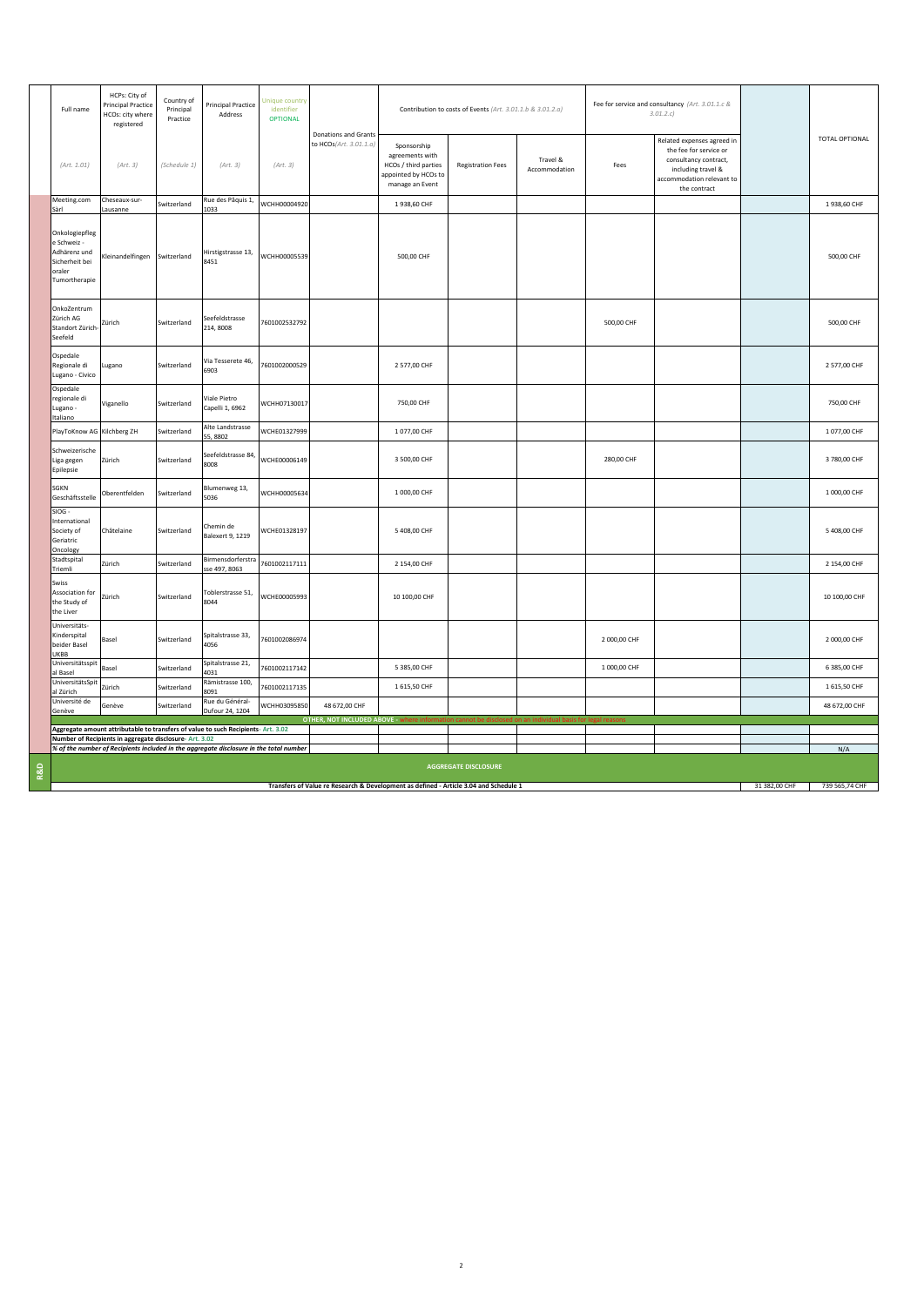| Full name | HCPs: City of Principal Practice HCOs: city where registered | Country of Principal Practice | Principal Practice Address | Unique country identifier OPTIONAL | Donations and Grants to HCOs(Art. 3.01.1.a) | Contribution to costs of Events (Art. 3.01.1.b & 3.01.2.a) | | | Fee for service and consultancy (Art. 3.01.1.c & 3.01.2.c) | | | TOTAL OPTIONAL |
|---|---|---|---|---|---|---|---|---|---|---|---|---|
| (Art. 3.01) | (Art. 3) | (Schedule 1) | (Art. 3) | (Art. 3) | | Sponsorship agreements with HCOs / third parties appointed by HCOs to manage an Event | Registration Fees | Travel & Accommodation | Fees | Related expenses agreed in the fee for service or consultancy contract, including travel & accommodation relevant to the contract | | |
| Meeting.com Sàrl | Cheseaux-sur-Lausanne | Switzerland | Rue des Pâquis 1, 1033 | WCHH00004920 | | 1 938,60 CHF | | | | | | 1 938,60 CHF |
| Onkologiepflege Schweiz - Adhärenz und Sicherheit bei oraler Tumortherapie | Kleinandelfingen | Switzerland | Hirstigstrasse 13, 8451 | WCHH00005539 | | 500,00 CHF | | | | | | 500,00 CHF |
| OnkoZentrum Zürich AG Standort Zürich-Seefeld | Zürich | Switzerland | Seefeldstrasse 214, 8008 | 7601002532792 | | | | | 500,00 CHF | | | 500,00 CHF |
| Ospedale Regionale di Lugano - Civico | Lugano | Switzerland | Via Tesserete 46, 6903 | 7601002000529 | | 2 577,00 CHF | | | | | | 2 577,00 CHF |
| Ospedale regionale di Lugano - Italiano | Viganello | Switzerland | Viale Pietro Capelli 1, 6962 | WCHH07130017 | | 750,00 CHF | | | | | | 750,00 CHF |
| PlayToKnow AG | Kilchberg ZH | Switzerland | Alte Landstrasse 55, 8802 | WCHE01327999 | | 1 077,00 CHF | | | | | | 1 077,00 CHF |
| Schweizerische Liga gegen Epilepsie | Zürich | Switzerland | Seefeldstrasse 84, 8008 | WCHE00006149 | | 3 500,00 CHF | | | 280,00 CHF | | | 3 780,00 CHF |
| SGKN Geschäftsstelle | Oberentfelden | Switzerland | Blumenweg 13, 5036 | WCHH00005634 | | 1 000,00 CHF | | | | | | 1 000,00 CHF |
| SIOG - International Society of Geriatric Oncology | Châtelaine | Switzerland | Chemin de Balexert 9, 1219 | WCHE01328197 | | 5 408,00 CHF | | | | | | 5 408,00 CHF |
| Stadtspital Triemli | Zürich | Switzerland | Birmensdorferstrasse 497, 8063 | 7601002117111 | | 2 154,00 CHF | | | | | | 2 154,00 CHF |
| Swiss Association for the Study of the Liver | Zürich | Switzerland | Toblerstrasse 51, 8044 | WCHE00005993 | | 10 100,00 CHF | | | | | | 10 100,00 CHF |
| Universitäts-Kinderspital beider Basel UKBB | Basel | Switzerland | Spitalstrasse 33, 4056 | 7601002086974 | | | | | 2 000,00 CHF | | | 2 000,00 CHF |
| Universitätsspital Basel | Basel | Switzerland | Spitalstrasse 21, 4031 | 7601002117142 | | 5 385,00 CHF | | | 1 000,00 CHF | | | 6 385,00 CHF |
| UniversitätsSpital Zürich | Zürich | Switzerland | Rämistrasse 100, 8091 | 7601002117135 | | 1 615,50 CHF | | | | | | 1 615,50 CHF |
| Université de Genève | Genève | Switzerland | Rue du Général-Dufour 24, 1204 | WCHH03095850 | 48 672,00 CHF | | | | | | | 48 672,00 CHF |
| OTHER, NOT INCLUDED ABOVE - where information cannot be disclosed on an individual basis for legal reasons | | | | | | | | | | | | |
| Aggregate amount attributable to transfers of value to such Recipients - Art. 3.02 | | | | | | | | | | | | |
| Number of Recipients in aggregate disclosure - Art. 3.02 | | | | | | | | | | | | |
| % of the number of Recipients included in the aggregate disclosure in the total number | | | | | | | | | | | | N/A |
| R&D | AGGREGATE DISCLOSURE | | | | | | | | | | | |
| | Transfers of Value re Research & Development as defined - Article 3.04 and Schedule 1 | | | | | | | | | | 31 382,00 CHF | 739 565,74 CHF |